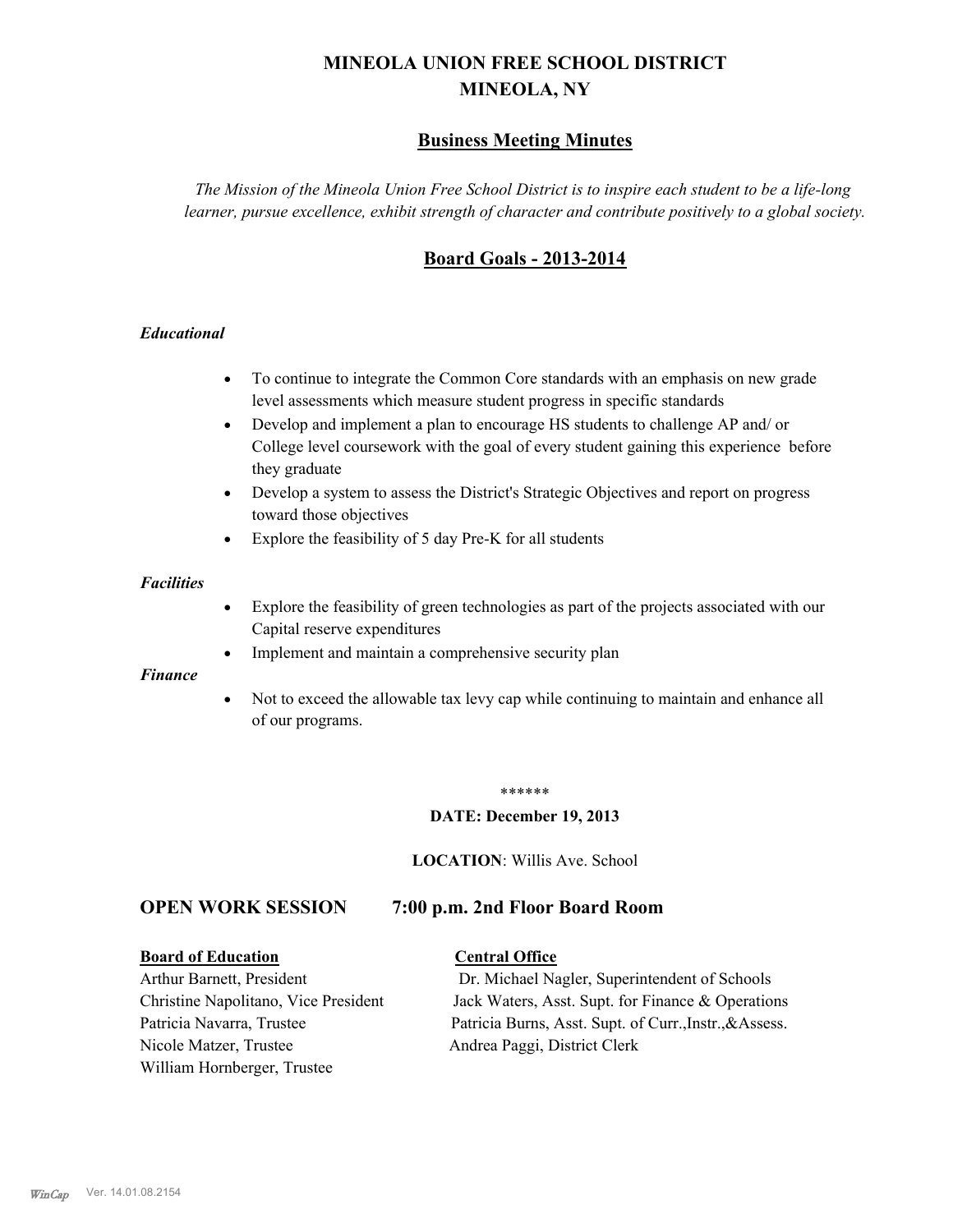# MINEOLA UNION FREE SCHOOL DISTRICT
# MINEOLA, NY

## Business Meeting Minutes

*The Mission of the Mineola Union Free School District is to inspire each student to be a life-long learner, pursue excellence, exhibit strength of character and contribute positively to a global society.*

## Board Goals - 2013-2014

### *Educational*

- To continue to integrate the Common Core standards with an emphasis on new grade level assessments which measure student progress in specific standards
- Develop and implement a plan to encourage HS students to challenge AP and/ or College level coursework with the goal of every student gaining this experience before they graduate
- Develop a system to assess the District's Strategic Objectives and report on progress toward those objectives
- Explore the feasibility of 5 day Pre-K for all students

### *Facilities*

- Explore the feasibility of green technologies as part of the projects associated with our Capital reserve expenditures
- Implement and maintain a comprehensive security plan

### *Finance*

- Not to exceed the allowable tax levy cap while continuing to maintain and enhance all of our programs.

******

**DATE: December 19, 2013**

**LOCATION**: Willis Ave. School

## OPEN WORK SESSION 7:00 p.m. 2nd Floor Board Room

| **Board of Education** | **Central Office** |
|---|---|
| Arthur Barnett, President | Dr. Michael Nagler, Superintendent of Schools |
| Christine Napolitano, Vice President | Jack Waters, Asst. Supt. for Finance & Operations |
| Patricia Navarra, Trustee | Patricia Burns, Asst. Supt. of Curr.,Instr.,&Assess. |
| Nicole Matzer, Trustee | Andrea Paggi, District Clerk |
| William Hornberger, Trustee | |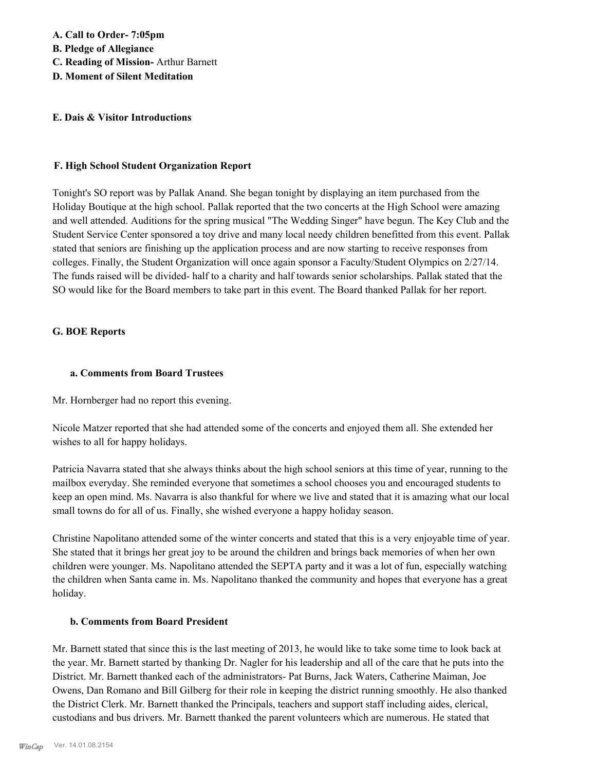**A. Call to Order- 7:05pm**
**B. Pledge of Allegiance**
**C. Reading of Mission-** Arthur Barnett
**D. Moment of Silent Meditation**

**E. Dais & Visitor Introductions**

**F. High School Student Organization Report**

Tonight's SO report was by Pallak Anand. She began tonight by displaying an item purchased from the Holiday Boutique at the high school. Pallak reported that the two concerts at the High School were amazing and well attended. Auditions for the spring musical "The Wedding Singer" have begun. The Key Club and the Student Service Center sponsored a toy drive and many local needy children benefitted from this event. Pallak stated that seniors are finishing up the application process and are now starting to receive responses from colleges. Finally, the Student Organization will once again sponsor a Faculty/Student Olympics on 2/27/14. The funds raised will be divided- half to a charity and half towards senior scholarships. Pallak stated that the SO would like for the Board members to take part in this event. The Board thanked Pallak for her report.

**G. BOE Reports**

**a. Comments from Board Trustees**

Mr. Hornberger had no report this evening.

Nicole Matzer reported that she had attended some of the concerts and enjoyed them all. She extended her wishes to all for happy holidays.

Patricia Navarra stated that she always thinks about the high school seniors at this time of year, running to the mailbox everyday. She reminded everyone that sometimes a school chooses you and encouraged students to keep an open mind. Ms. Navarra is also thankful for where we live and stated that it is amazing what our local small towns do for all of us. Finally, she wished everyone a happy holiday season.

Christine Napolitano attended some of the winter concerts and stated that this is a very enjoyable time of year. She stated that it brings her great joy to be around the children and brings back memories of when her own children were younger. Ms. Napolitano attended the SEPTA party and it was a lot of fun, especially watching the children when Santa came in. Ms. Napolitano thanked the community and hopes that everyone has a great holiday.

**b. Comments from Board President**

Mr. Barnett stated that since this is the last meeting of 2013, he would like to take some time to look back at the year. Mr. Barnett started by thanking Dr. Nagler for his leadership and all of the care that he puts into the District. Mr. Barnett thanked each of the administrators- Pat Burns, Jack Waters, Catherine Maiman, Joe Owens, Dan Romano and Bill Gilberg for their role in keeping the district running smoothly. He also thanked the District Clerk. Mr. Barnett thanked the Principals, teachers and support staff including aides, clerical, custodians and bus drivers. Mr. Barnett thanked the parent volunteers which are numerous. He stated that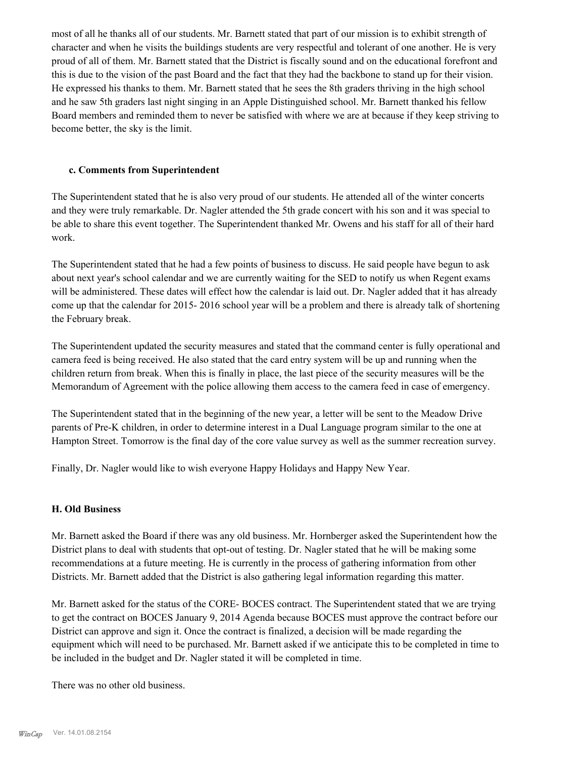most of all he thanks all of our students. Mr. Barnett stated that part of our mission is to exhibit strength of character and when he visits the buildings students are very respectful and tolerant of one another. He is very proud of all of them. Mr. Barnett stated that the District is fiscally sound and on the educational forefront and this is due to the vision of the past Board and the fact that they had the backbone to stand up for their vision. He expressed his thanks to them. Mr. Barnett stated that he sees the 8th graders thriving in the high school and he saw 5th graders last night singing in an Apple Distinguished school. Mr. Barnett thanked his fellow Board members and reminded them to never be satisfied with where we are at because if they keep striving to become better, the sky is the limit.

### c. Comments from Superintendent

The Superintendent stated that he is also very proud of our students. He attended all of the winter concerts and they were truly remarkable. Dr. Nagler attended the 5th grade concert with his son and it was special to be able to share this event together. The Superintendent thanked Mr. Owens and his staff for all of their hard work.

The Superintendent stated that he had a few points of business to discuss. He said people have begun to ask about next year's school calendar and we are currently waiting for the SED to notify us when Regent exams will be administered. These dates will effect how the calendar is laid out. Dr. Nagler added that it has already come up that the calendar for 2015- 2016 school year will be a problem and there is already talk of shortening the February break.

The Superintendent updated the security measures and stated that the command center is fully operational and camera feed is being received. He also stated that the card entry system will be up and running when the children return from break. When this is finally in place, the last piece of the security measures will be the Memorandum of Agreement with the police allowing them access to the camera feed in case of emergency.

The Superintendent stated that in the beginning of the new year, a letter will be sent to the Meadow Drive parents of Pre-K children, in order to determine interest in a Dual Language program similar to the one at Hampton Street. Tomorrow is the final day of the core value survey as well as the summer recreation survey.

Finally, Dr. Nagler would like to wish everyone Happy Holidays and Happy New Year.

## H. Old Business

Mr. Barnett asked the Board if there was any old business. Mr. Hornberger asked the Superintendent how the District plans to deal with students that opt-out of testing. Dr. Nagler stated that he will be making some recommendations at a future meeting. He is currently in the process of gathering information from other Districts. Mr. Barnett added that the District is also gathering legal information regarding this matter.

Mr. Barnett asked for the status of the CORE- BOCES contract. The Superintendent stated that we are trying to get the contract on BOCES January 9, 2014 Agenda because BOCES must approve the contract before our District can approve and sign it. Once the contract is finalized, a decision will be made regarding the equipment which will need to be purchased. Mr. Barnett asked if we anticipate this to be completed in time to be included in the budget and Dr. Nagler stated it will be completed in time.

There was no other old business.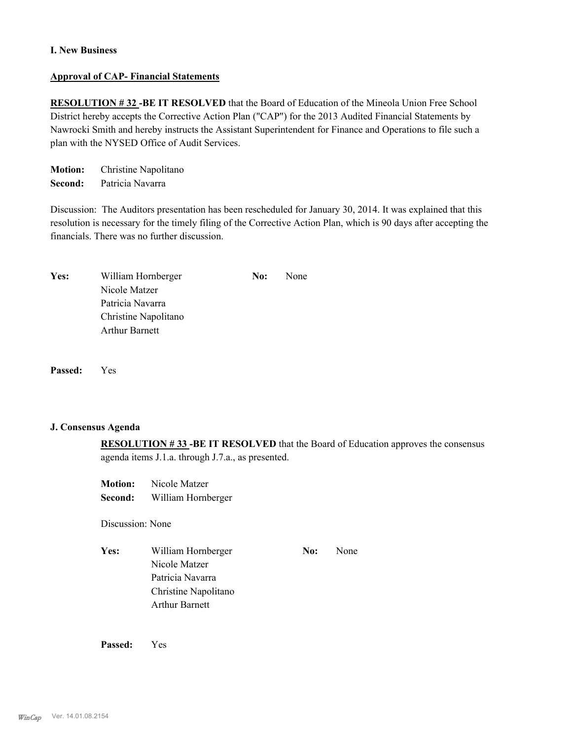**I. New Business**

**Approval of CAP- Financial Statements**

**RESOLUTION # 32 -BE IT RESOLVED** that the Board of Education of the Mineola Union Free School District hereby accepts the Corrective Action Plan ("CAP") for the 2013 Audited Financial Statements by Nawrocki Smith and hereby instructs the Assistant Superintendent for Finance and Operations to file such a plan with the NYSED Office of Audit Services.

**Motion:** Christine Napolitano
**Second:** Patricia Navarra

Discussion: The Auditors presentation has been rescheduled for January 30, 2014. It was explained that this resolution is necessary for the timely filing of the Corrective Action Plan, which is 90 days after accepting the financials. There was no further discussion.

| **Yes:** | William Hornberger | **No:** | None |
|---|---|---|---|
| | Nicole Matzer | | |
| | Patricia Navarra | | |
| | Christine Napolitano | | |
| | Arthur Barnett | | |

**Passed:** Yes

**J. Consensus Agenda**

**RESOLUTION # 33 -BE IT RESOLVED** that the Board of Education approves the consensus agenda items J.1.a. through J.7.a., as presented.

**Motion:** Nicole Matzer
**Second:** William Hornberger

Discussion: None

| **Yes:** | William Hornberger | **No:** | None |
|---|---|---|---|
| | Nicole Matzer | | |
| | Patricia Navarra | | |
| | Christine Napolitano | | |
| | Arthur Barnett | | |

**Passed:** Yes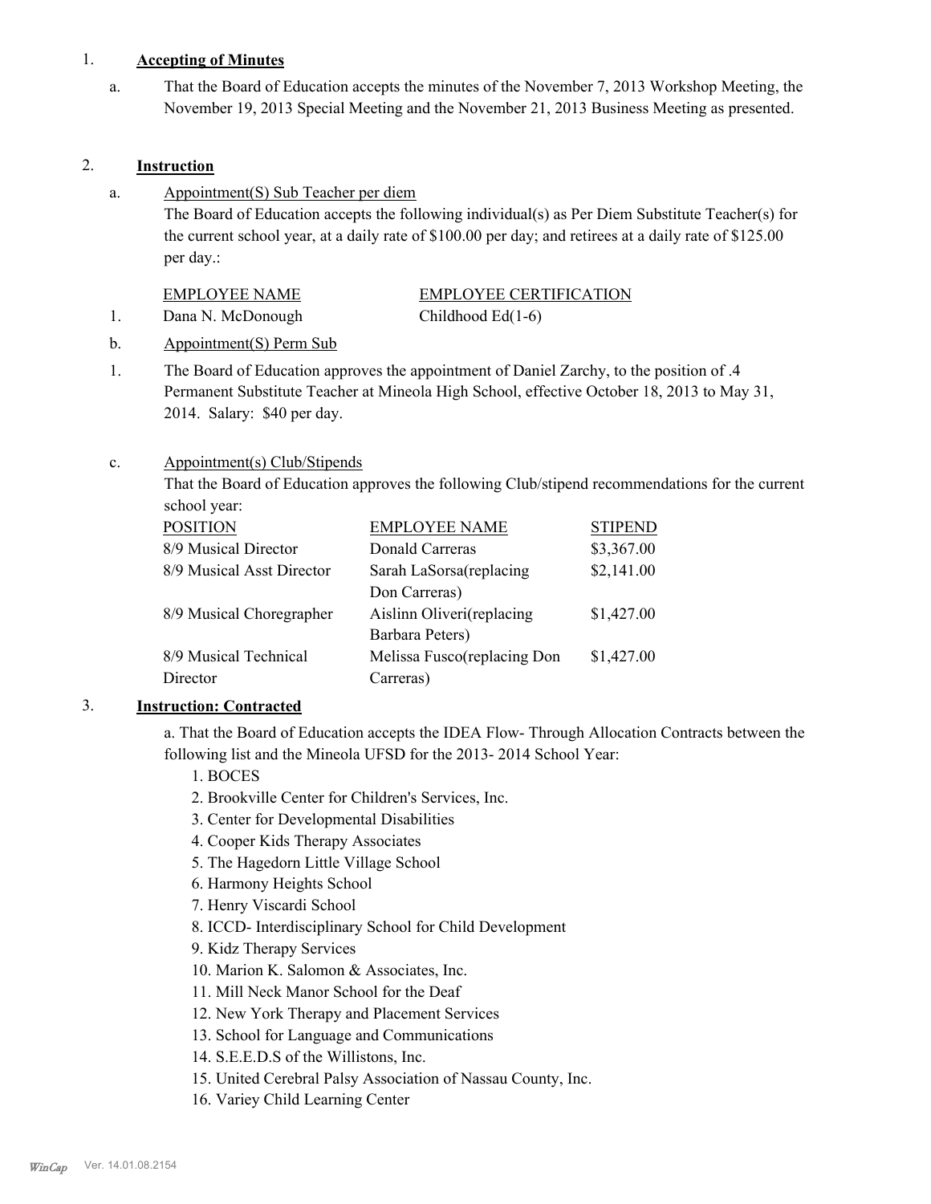1. **Accepting of Minutes**

   a. That the Board of Education accepts the minutes of the November 7, 2013 Workshop Meeting, the November 19, 2013 Special Meeting and the November 21, 2013 Business Meeting as presented.

2. **Instruction**

   a. Appointment(S) Sub Teacher per diem

   The Board of Education accepts the following individual(s) as Per Diem Substitute Teacher(s) for the current school year, at a daily rate of $100.00 per day; and retirees at a daily rate of $125.00 per day.:

   | | EMPLOYEE NAME | EMPLOYEE CERTIFICATION |
   |---|---|---|
   | 1. | Dana N. McDonough | Childhood Ed(1-6) |

   b. Appointment(S) Perm Sub

   1. The Board of Education approves the appointment of Daniel Zarchy, to the position of .4 Permanent Substitute Teacher at Mineola High School, effective October 18, 2013 to May 31, 2014. Salary: $40 per day.

   c. Appointment(s) Club/Stipends

   That the Board of Education approves the following Club/stipend recommendations for the current school year:

   | POSITION | EMPLOYEE NAME | STIPEND |
   |---|---|---|
   | 8/9 Musical Director | Donald Carreras | $3,367.00 |
   | 8/9 Musical Asst Director | Sarah LaSorsa(replacing Don Carreras) | $2,141.00 |
   | 8/9 Musical Choregrapher | Aislinn Oliveri(replacing Barbara Peters) | $1,427.00 |
   | 8/9 Musical Technical Director | Melissa Fusco(replacing Don Carreras) | $1,427.00 |

3. **Instruction: Contracted**

   a. That the Board of Education accepts the IDEA Flow- Through Allocation Contracts between the following list and the Mineola UFSD for the 2013- 2014 School Year:

   1. BOCES
   2. Brookville Center for Children's Services, Inc.
   3. Center for Developmental Disabilities
   4. Cooper Kids Therapy Associates
   5. The Hagedorn Little Village School
   6. Harmony Heights School
   7. Henry Viscardi School
   8. ICCD- Interdisciplinary School for Child Development
   9. Kidz Therapy Services
   10. Marion K. Salomon & Associates, Inc.
   11. Mill Neck Manor School for the Deaf
   12. New York Therapy and Placement Services
   13. School for Language and Communications
   14. S.E.E.D.S of the Willistons, Inc.
   15. United Cerebral Palsy Association of Nassau County, Inc.
   16. Variey Child Learning Center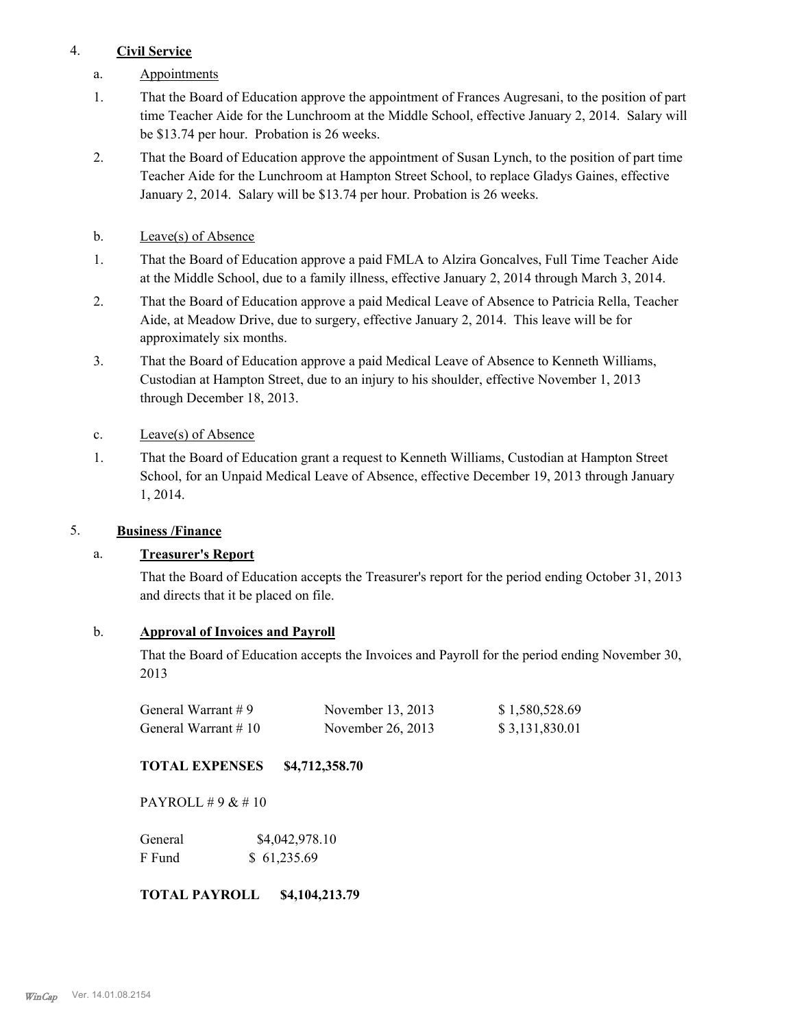4. **Civil Service**

a. Appointments

1. That the Board of Education approve the appointment of Frances Augresani, to the position of part time Teacher Aide for the Lunchroom at the Middle School, effective January 2, 2014. Salary will be $13.74 per hour. Probation is 26 weeks.

2. That the Board of Education approve the appointment of Susan Lynch, to the position of part time Teacher Aide for the Lunchroom at Hampton Street School, to replace Gladys Gaines, effective January 2, 2014. Salary will be $13.74 per hour. Probation is 26 weeks.

b. Leave(s) of Absence

1. That the Board of Education approve a paid FMLA to Alzira Goncalves, Full Time Teacher Aide at the Middle School, due to a family illness, effective January 2, 2014 through March 3, 2014.

2. That the Board of Education approve a paid Medical Leave of Absence to Patricia Rella, Teacher Aide, at Meadow Drive, due to surgery, effective January 2, 2014. This leave will be for approximately six months.

3. That the Board of Education approve a paid Medical Leave of Absence to Kenneth Williams, Custodian at Hampton Street, due to an injury to his shoulder, effective November 1, 2013 through December 18, 2013.

c. Leave(s) of Absence

1. That the Board of Education grant a request to Kenneth Williams, Custodian at Hampton Street School, for an Unpaid Medical Leave of Absence, effective December 19, 2013 through January 1, 2014.

5. **Business /Finance**

a. **Treasurer's Report**

That the Board of Education accepts the Treasurer's report for the period ending October 31, 2013 and directs that it be placed on file.

b. **Approval of Invoices and Payroll**

That the Board of Education accepts the Invoices and Payroll for the period ending November 30, 2013

| | | |
|---|---|---|
| General Warrant # 9 | November 13, 2013 | $ 1,580,528.69 |
| General Warrant # 10 | November 26, 2013 | $ 3,131,830.01 |

**TOTAL EXPENSES $4,712,358.70**

PAYROLL # 9 & # 10

| | |
|---|---|
| General | $4,042,978.10 |
| F Fund | $ 61,235.69 |

**TOTAL PAYROLL $4,104,213.79**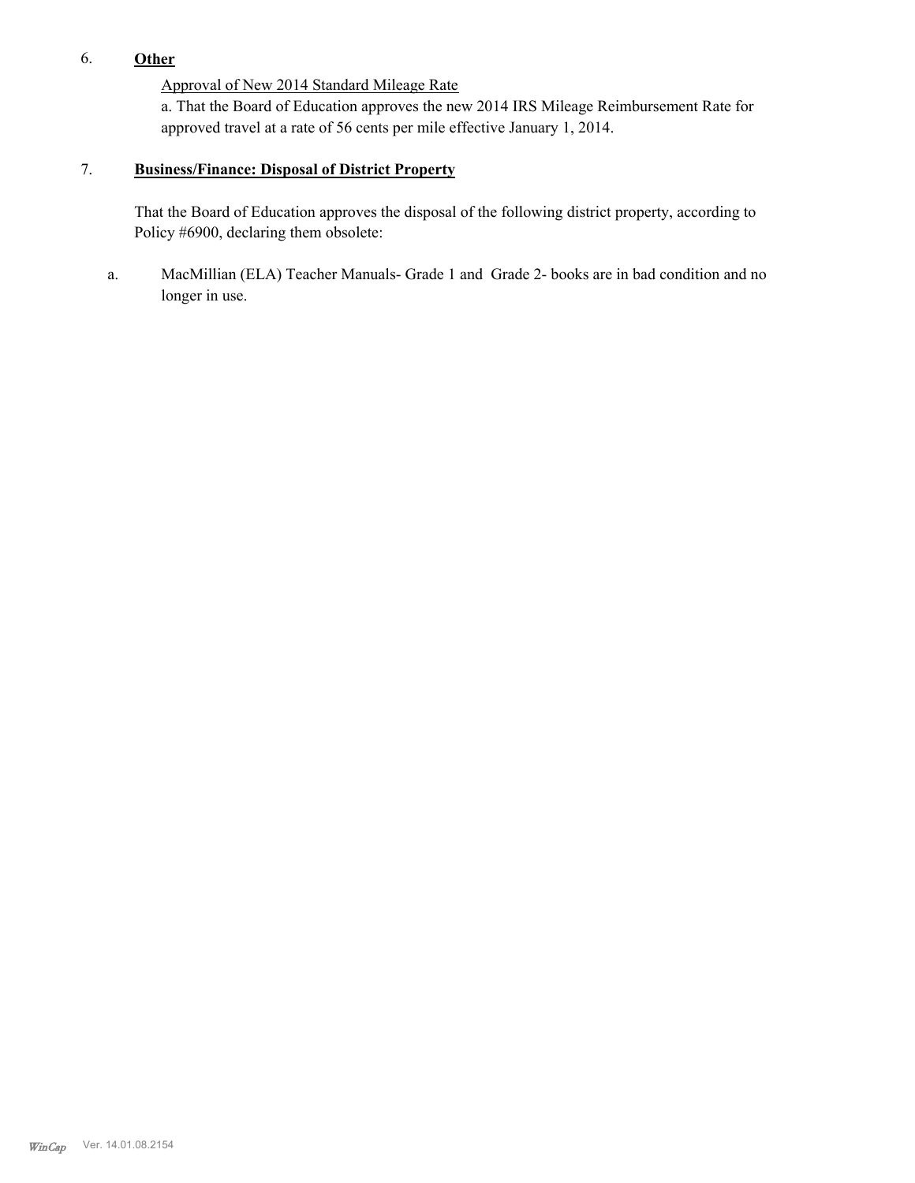6. **Other**

Approval of New 2014 Standard Mileage Rate

a. That the Board of Education approves the new 2014 IRS Mileage Reimbursement Rate for approved travel at a rate of 56 cents per mile effective January 1, 2014.

7. **Business/Finance: Disposal of District Property**

That the Board of Education approves the disposal of the following district property, according to Policy #6900, declaring them obsolete:

a. MacMillian (ELA) Teacher Manuals- Grade 1 and Grade 2- books are in bad condition and no longer in use.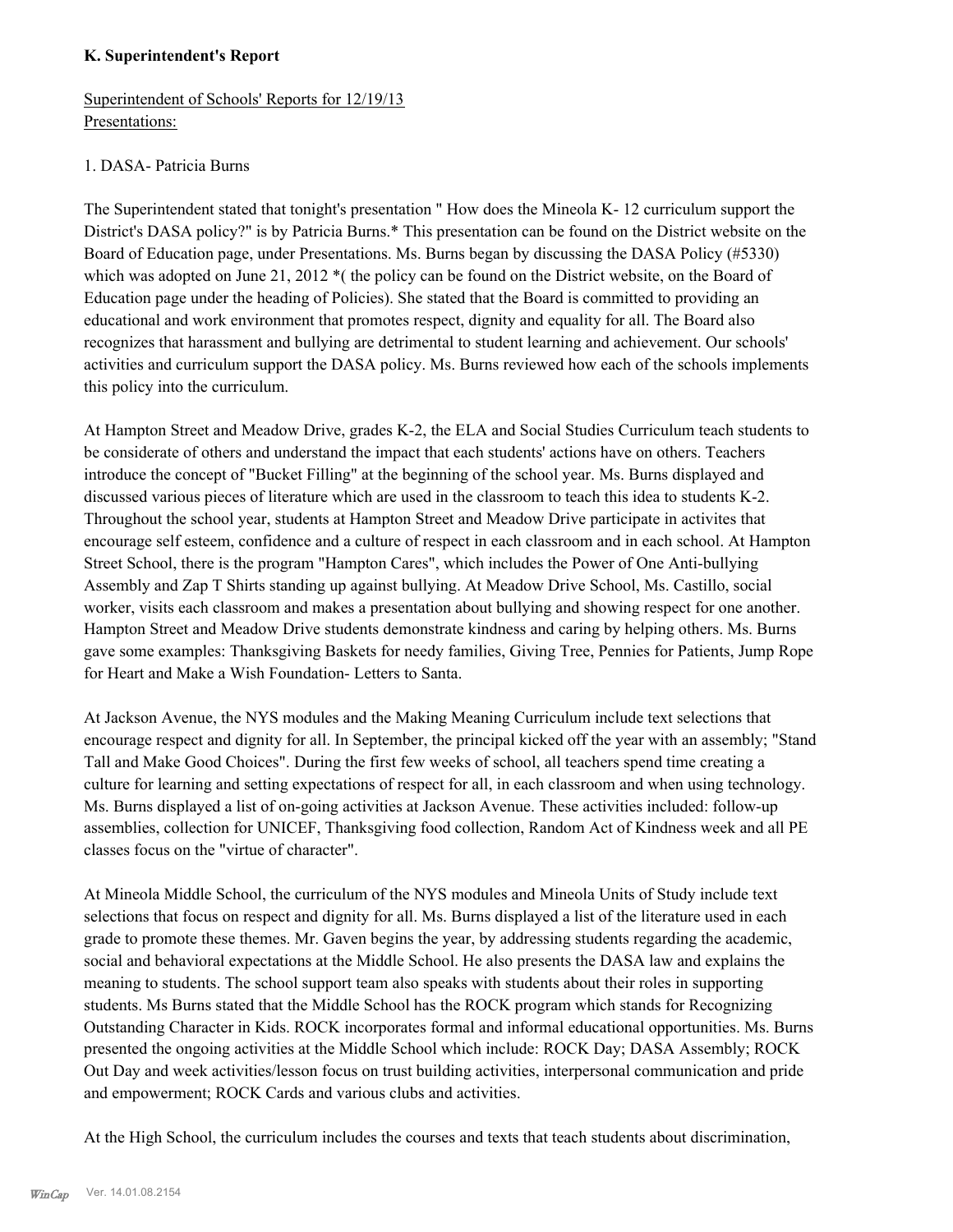## K. Superintendent's Report

Superintendent of Schools' Reports for 12/19/13
Presentations:

1. DASA- Patricia Burns

The Superintendent stated that tonight's presentation " How does the Mineola K- 12 curriculum support the District's DASA policy?" is by Patricia Burns.* This presentation can be found on the District website on the Board of Education page, under Presentations. Ms. Burns began by discussing the DASA Policy (#5330) which was adopted on June 21, 2012 *( the policy can be found on the District website, on the Board of Education page under the heading of Policies). She stated that the Board is committed to providing an educational and work environment that promotes respect, dignity and equality for all. The Board also recognizes that harassment and bullying are detrimental to student learning and achievement. Our schools' activities and curriculum support the DASA policy. Ms. Burns reviewed how each of the schools implements this policy into the curriculum.

At Hampton Street and Meadow Drive, grades K-2, the ELA and Social Studies Curriculum teach students to be considerate of others and understand the impact that each students' actions have on others. Teachers introduce the concept of "Bucket Filling" at the beginning of the school year. Ms. Burns displayed and discussed various pieces of literature which are used in the classroom to teach this idea to students K-2. Throughout the school year, students at Hampton Street and Meadow Drive participate in activites that encourage self esteem, confidence and a culture of respect in each classroom and in each school. At Hampton Street School, there is the program "Hampton Cares", which includes the Power of One Anti-bullying Assembly and Zap T Shirts standing up against bullying. At Meadow Drive School, Ms. Castillo, social worker, visits each classroom and makes a presentation about bullying and showing respect for one another. Hampton Street and Meadow Drive students demonstrate kindness and caring by helping others. Ms. Burns gave some examples: Thanksgiving Baskets for needy families, Giving Tree, Pennies for Patients, Jump Rope for Heart and Make a Wish Foundation- Letters to Santa.

At Jackson Avenue, the NYS modules and the Making Meaning Curriculum include text selections that encourage respect and dignity for all. In September, the principal kicked off the year with an assembly; "Stand Tall and Make Good Choices". During the first few weeks of school, all teachers spend time creating a culture for learning and setting expectations of respect for all, in each classroom and when using technology. Ms. Burns displayed a list of on-going activities at Jackson Avenue. These activities included: follow-up assemblies, collection for UNICEF, Thanksgiving food collection, Random Act of Kindness week and all PE classes focus on the "virtue of character".

At Mineola Middle School, the curriculum of the NYS modules and Mineola Units of Study include text selections that focus on respect and dignity for all. Ms. Burns displayed a list of the literature used in each grade to promote these themes. Mr. Gaven begins the year, by addressing students regarding the academic, social and behavioral expectations at the Middle School. He also presents the DASA law and explains the meaning to students. The school support team also speaks with students about their roles in supporting students. Ms Burns stated that the Middle School has the ROCK program which stands for Recognizing Outstanding Character in Kids. ROCK incorporates formal and informal educational opportunities. Ms. Burns presented the ongoing activities at the Middle School which include: ROCK Day; DASA Assembly; ROCK Out Day and week activities/lesson focus on trust building activities, interpersonal communication and pride and empowerment; ROCK Cards and various clubs and activities.

At the High School, the curriculum includes the courses and texts that teach students about discrimination,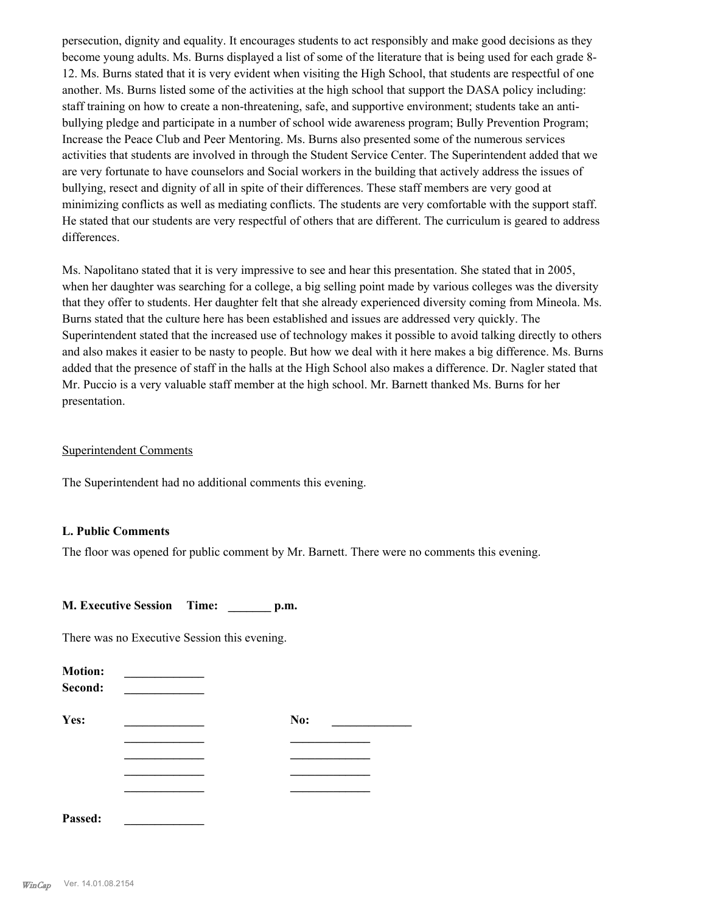persecution, dignity and equality. It encourages students to act responsibly and make good decisions as they become young adults. Ms. Burns displayed a list of some of the literature that is being used for each grade 8-12. Ms. Burns stated that it is very evident when visiting the High School, that students are respectful of one another. Ms. Burns listed some of the activities at the high school that support the DASA policy including: staff training on how to create a non-threatening, safe, and supportive environment; students take an anti-bullying pledge and participate in a number of school wide awareness program; Bully Prevention Program; Increase the Peace Club and Peer Mentoring. Ms. Burns also presented some of the numerous services activities that students are involved in through the Student Service Center. The Superintendent added that we are very fortunate to have counselors and Social workers in the building that actively address the issues of bullying, resect and dignity of all in spite of their differences. These staff members are very good at minimizing conflicts as well as mediating conflicts. The students are very comfortable with the support staff. He stated that our students are very respectful of others that are different. The curriculum is geared to address differences.

Ms. Napolitano stated that it is very impressive to see and hear this presentation. She stated that in 2005, when her daughter was searching for a college, a big selling point made by various colleges was the diversity that they offer to students. Her daughter felt that she already experienced diversity coming from Mineola. Ms. Burns stated that the culture here has been established and issues are addressed very quickly. The Superintendent stated that the increased use of technology makes it possible to avoid talking directly to others and also makes it easier to be nasty to people. But how we deal with it here makes a big difference. Ms. Burns added that the presence of staff in the halls at the High School also makes a difference. Dr. Nagler stated that Mr. Puccio is a very valuable staff member at the high school. Mr. Barnett thanked Ms. Burns for her presentation.

Superintendent Comments

The Superintendent had no additional comments this evening.

**L. Public Comments**

The floor was opened for public comment by Mr. Barnett. There were no comments this evening.

**M. Executive Session Time: _______ p.m.**

There was no Executive Session this evening.

**Motion:** _____________
**Second:** _____________

**Yes:** _____________ **No:** _____________
_____________ _____________
_____________ _____________
_____________ _____________
_____________ _____________

**Passed:** _____________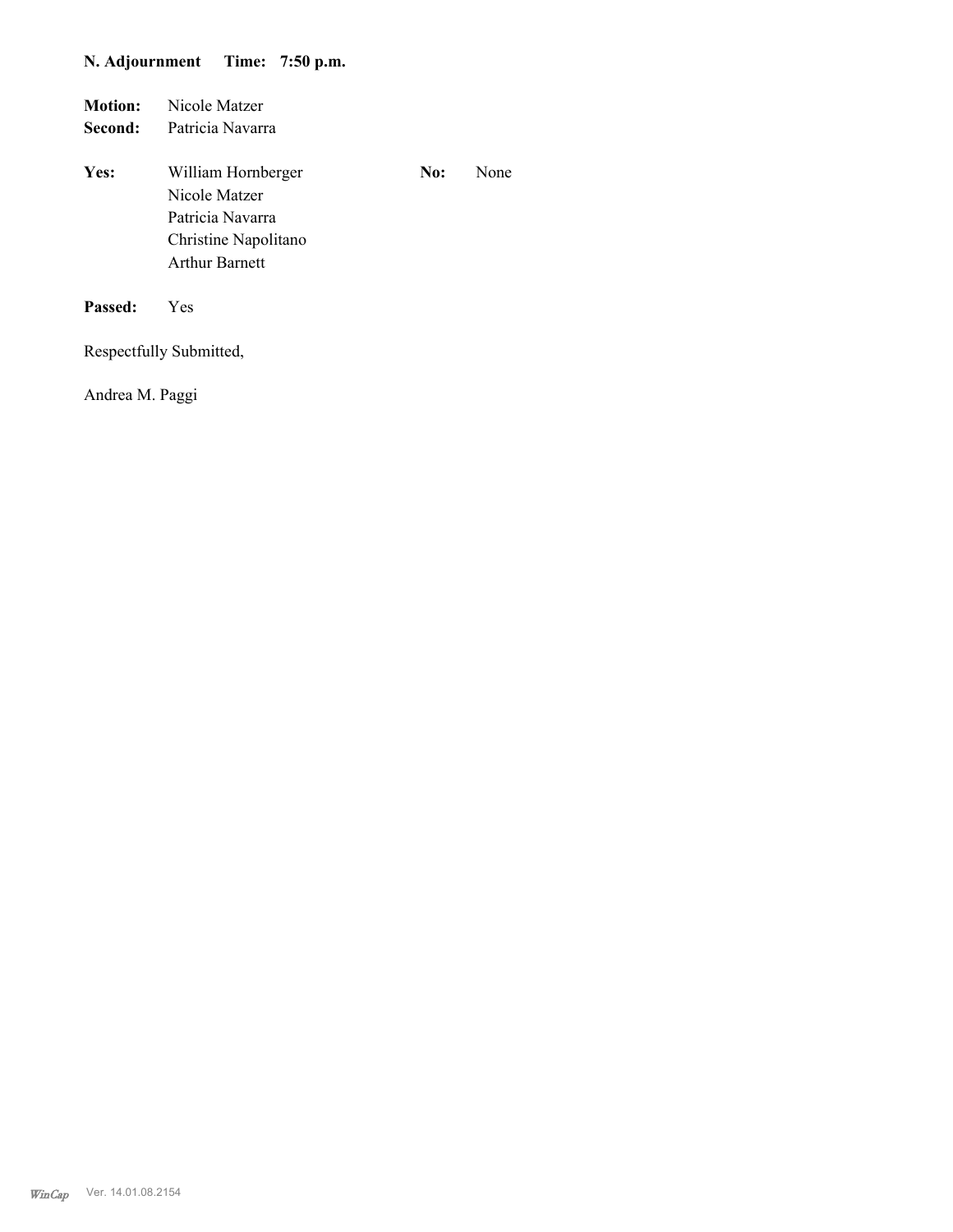**N. Adjournment Time: 7:50 p.m.**

| | | | |
|---|---|---|---|
| **Motion:** | Nicole Matzer | | |
| **Second:** | Patricia Navarra | | |
| **Yes:** | William Hornberger<br>Nicole Matzer<br>Patricia Navarra<br>Christine Napolitano<br>Arthur Barnett | **No:** | None |
| **Passed:** | Yes | | |

Respectfully Submitted,

Andrea M. Paggi